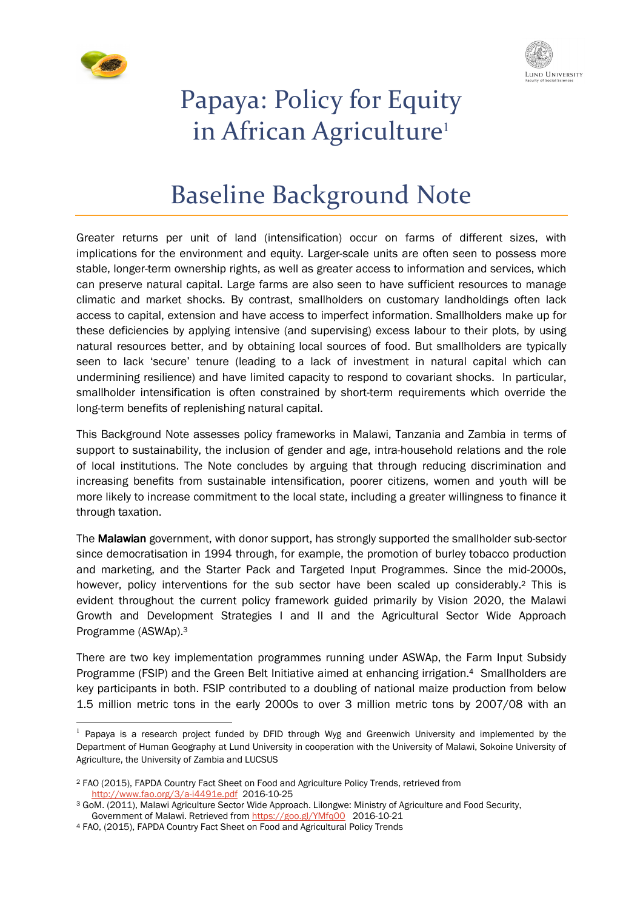# Papaya: Policy for Equity in African Agriculture[1]

# Baseline Background Note

Greater returns per unit of land (intensification) occur on farms of different sizes, with implications for the environment and equity. Larger-scale units are often seen to possess more stable, longer-term ownership rights, as well as greater access to information and services, which can preserve natural capital. Large farms are also seen to have sufficient resources to manage climatic and market shocks. By contrast, smallholders on customary landholdings often lack access to capital, extension and have access to imperfect information. Smallholders make up for these deficiencies by applying intensive (and supervising) excess labour to their plots, by using natural resources better, and by obtaining local sources of food. But smallholders are typically seen to lack 'secure' tenure (leading to a lack of investment in natural capital which can undermining resilience) and have limited capacity to respond to covariant shocks. In particular, smallholder intensification is often constrained by short-term requirements which override the long-term benefits of replenishing natural capital.

This Background Note assesses policy frameworks in Malawi, Tanzania and Zambia in terms of support to sustainability, the inclusion of gender and age, intra-household relations and the role of local institutions. The Note concludes by arguing that through reducing discrimination and increasing benefits from sustainable intensification, poorer citizens, women and youth will be more likely to increase commitment to the local state, including a greater willingness to finance it through taxation.

The **Malawian** government, with donor support, has strongly supported the smallholder sub-sector since democratisation in 1994 through, for example, the promotion of burley tobacco production and marketing, and the Starter Pack and Targeted Input Programmes. Since the mid-2000s, however, policy interventions for the sub sector have been scaled up considerably.[2] This is evident throughout the current policy framework guided primarily by Vision 2020, the Malawi Growth and Development Strategies I and II and the Agricultural Sector Wide Approach Programme (ASWAp).[3]

There are two key implementation programmes running under ASWAp, the Farm Input Subsidy Programme (FSIP) and the Green Belt Initiative aimed at enhancing irrigation.[4] Smallholders are key participants in both. FSIP contributed to a doubling of national maize production from below 1.5 million metric tons in the early 2000s to over 3 million metric tons by 2007/08 with an

---

[1] Papaya is a research project funded by DFID through Wyg and Greenwich University and implemented by the Department of Human Geography at Lund University in cooperation with the University of Malawi, Sokoine University of Agriculture, the University of Zambia and LUCSUS

[2] FAO (2015), FAPDA Country Fact Sheet on Food and Agriculture Policy Trends, retrieved from http://www.fao.org/3/a-i4491e.pdf 2016-10-25

[3] GoM. (2011), Malawi Agriculture Sector Wide Approach. Lilongwe: Ministry of Agriculture and Food Security, Government of Malawi. Retrieved from https://goo.gl/YMfq00 2016-10-21

[4] FAO, (2015), FAPDA Country Fact Sheet on Food and Agricultural Policy Trends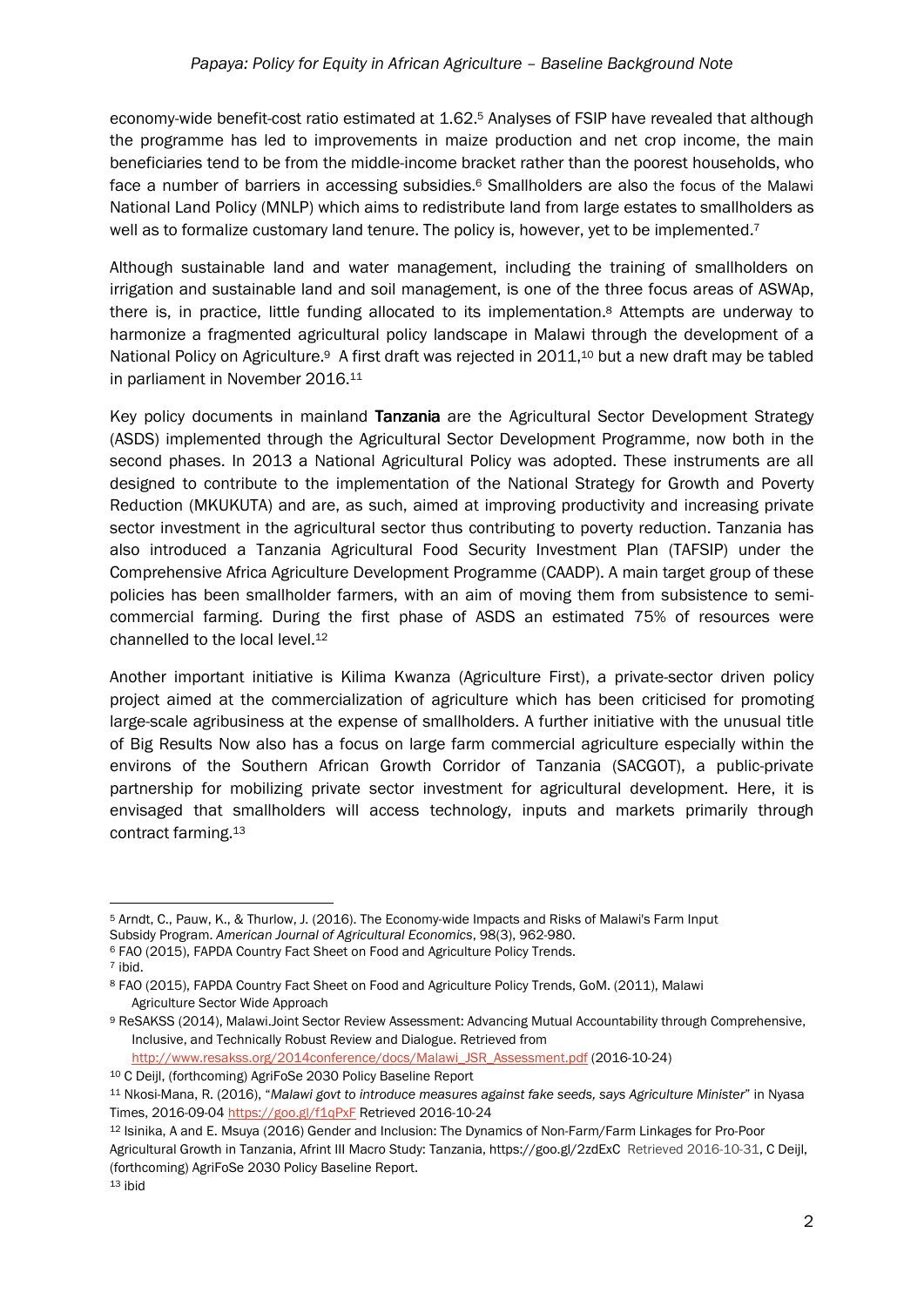economy-wide benefit-cost ratio estimated at 1.62.[5] Analyses of FSIP have revealed that although the programme has led to improvements in maize production and net crop income, the main beneficiaries tend to be from the middle-income bracket rather than the poorest households, who face a number of barriers in accessing subsidies.[6] Smallholders are also the focus of the Malawi National Land Policy (MNLP) which aims to redistribute land from large estates to smallholders as well as to formalize customary land tenure. The policy is, however, yet to be implemented.[7]

Although sustainable land and water management, including the training of smallholders on irrigation and sustainable land and soil management, is one of the three focus areas of ASWAp, there is, in practice, little funding allocated to its implementation.[8] Attempts are underway to harmonize a fragmented agricultural policy landscape in Malawi through the development of a National Policy on Agriculture.[9] A first draft was rejected in 2011,[10] but a new draft may be tabled in parliament in November 2016.[11]

Key policy documents in mainland **Tanzania** are the Agricultural Sector Development Strategy (ASDS) implemented through the Agricultural Sector Development Programme, now both in the second phases. In 2013 a National Agricultural Policy was adopted. These instruments are all designed to contribute to the implementation of the National Strategy for Growth and Poverty Reduction (MKUKUTA) and are, as such, aimed at improving productivity and increasing private sector investment in the agricultural sector thus contributing to poverty reduction. Tanzania has also introduced a Tanzania Agricultural Food Security Investment Plan (TAFSIP) under the Comprehensive Africa Agriculture Development Programme (CAADP). A main target group of these policies has been smallholder farmers, with an aim of moving them from subsistence to semi-commercial farming. During the first phase of ASDS an estimated 75% of resources were channelled to the local level.[12]

Another important initiative is Kilima Kwanza (Agriculture First), a private-sector driven policy project aimed at the commercialization of agriculture which has been criticised for promoting large-scale agribusiness at the expense of smallholders. A further initiative with the unusual title of Big Results Now also has a focus on large farm commercial agriculture especially within the environs of the Southern African Growth Corridor of Tanzania (SACGOT), a public-private partnership for mobilizing private sector investment for agricultural development. Here, it is envisaged that smallholders will access technology, inputs and markets primarily through contract farming.[13]

---

[5] Arndt, C., Pauw, K., & Thurlow, J. (2016). The Economy-wide Impacts and Risks of Malawi's Farm Input Subsidy Program. *American Journal of Agricultural Economics*, 98(3), 962-980.

[6] FAO (2015), FAPDA Country Fact Sheet on Food and Agriculture Policy Trends.

[7] ibid.

[8] FAO (2015), FAPDA Country Fact Sheet on Food and Agriculture Policy Trends, GoM. (2011), Malawi Agriculture Sector Wide Approach

[9] ReSAKSS (2014), Malawi.Joint Sector Review Assessment: Advancing Mutual Accountability through Comprehensive, Inclusive, and Technically Robust Review and Dialogue. Retrieved from http://www.resakss.org/2014conference/docs/Malawi_JSR_Assessment.pdf (2016-10-24)

[10] C Deijl, (forthcoming) AgriFoSe 2030 Policy Baseline Report

[11] Nkosi-Mana, R. (2016), "*Malawi govt to introduce measures against fake seeds, says Agriculture Minister*" in Nyasa Times, 2016-09-04 https://goo.gl/f1qPxF Retrieved 2016-10-24

[12] Isinika, A and E. Msuya (2016) Gender and Inclusion: The Dynamics of Non-Farm/Farm Linkages for Pro-Poor Agricultural Growth in Tanzania, Afrint III Macro Study: Tanzania, https://goo.gl/2zdExC Retrieved 2016-10-31, C Deijl, (forthcoming) AgriFoSe 2030 Policy Baseline Report.

[13] ibid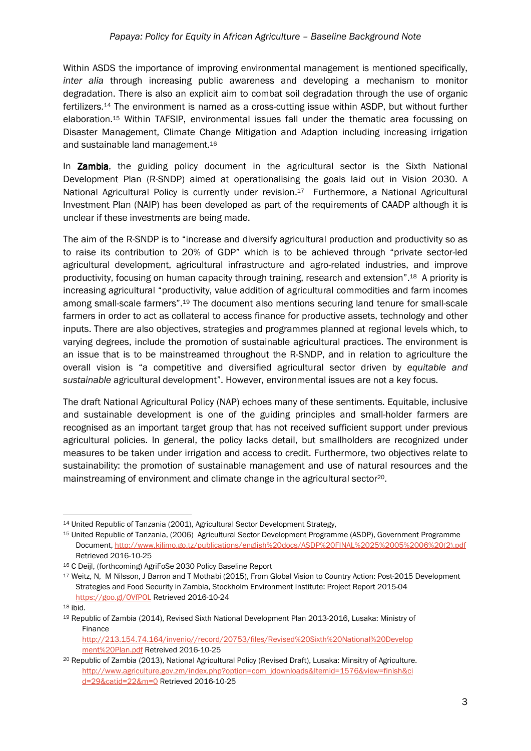Within ASDS the importance of improving environmental management is mentioned specifically, *inter alia* through increasing public awareness and developing a mechanism to monitor degradation. There is also an explicit aim to combat soil degradation through the use of organic fertilizers.[14] The environment is named as a cross-cutting issue within ASDP, but without further elaboration.[15] Within TAFSIP, environmental issues fall under the thematic area focussing on Disaster Management, Climate Change Mitigation and Adaption including increasing irrigation and sustainable land management.[16]

In **Zambia**, the guiding policy document in the agricultural sector is the Sixth National Development Plan (R-SNDP) aimed at operationalising the goals laid out in Vision 2030. A National Agricultural Policy is currently under revision.[17] Furthermore, a National Agricultural Investment Plan (NAIP) has been developed as part of the requirements of CAADP although it is unclear if these investments are being made.

The aim of the R-SNDP is to "increase and diversify agricultural production and productivity so as to raise its contribution to 20% of GDP" which is to be achieved through "private sector-led agricultural development, agricultural infrastructure and agro-related industries, and improve productivity, focusing on human capacity through training, research and extension".[18] A priority is increasing agricultural "productivity, value addition of agricultural commodities and farm incomes among small-scale farmers".[19] The document also mentions securing land tenure for small-scale farmers in order to act as collateral to access finance for productive assets, technology and other inputs. There are also objectives, strategies and programmes planned at regional levels which, to varying degrees, include the promotion of sustainable agricultural practices. The environment is an issue that is to be mainstreamed throughout the R-SNDP, and in relation to agriculture the overall vision is "a competitive and diversified agricultural sector driven by *equitable and sustainable* agricultural development". However, environmental issues are not a key focus.

The draft National Agricultural Policy (NAP) echoes many of these sentiments. Equitable, inclusive and sustainable development is one of the guiding principles and small-holder farmers are recognised as an important target group that has not received sufficient support under previous agricultural policies. In general, the policy lacks detail, but smallholders are recognized under measures to be taken under irrigation and access to credit. Furthermore, two objectives relate to sustainability: the promotion of sustainable management and use of natural resources and the mainstreaming of environment and climate change in the agricultural sector[20].

---

[14] United Republic of Tanzania (2001), Agricultural Sector Development Strategy,

[15] United Republic of Tanzania, (2006) Agricultural Sector Development Programme (ASDP), Government Programme Document, http://www.kilimo.go.tz/publications/english%20docs/ASDP%20FINAL%2025%2005%2006%20(2).pdf Retrieved 2016-10-25

[16] C Deijl, (forthcoming) AgriFoSe 2030 Policy Baseline Report

[17] Weitz, N, M Nilsson, J Barron and T Mothabi (2015), From Global Vision to Country Action: Post-2015 Development Strategies and Food Security in Zambia, Stockholm Environment Institute: Project Report 2015-04 https://goo.gl/OVfPOL Retrieved 2016-10-24

[18] ibid.

[19] Republic of Zambia (2014), Revised Sixth National Development Plan 2013-2016, Lusaka: Ministry of Finance http://213.154.74.164/invenio//record/20753/files/Revised%20Sixth%20National%20Development%20Plan.pdf Retrieved 2016-10-25

[20] Republic of Zambia (2013), National Agricultural Policy (Revised Draft), Lusaka: Minsitry of Agriculture. http://www.agriculture.gov.zm/index.php?option=com_jdownloads&Itemid=1576&view=finish&cid=29&catid=22&m=0 Retrieved 2016-10-25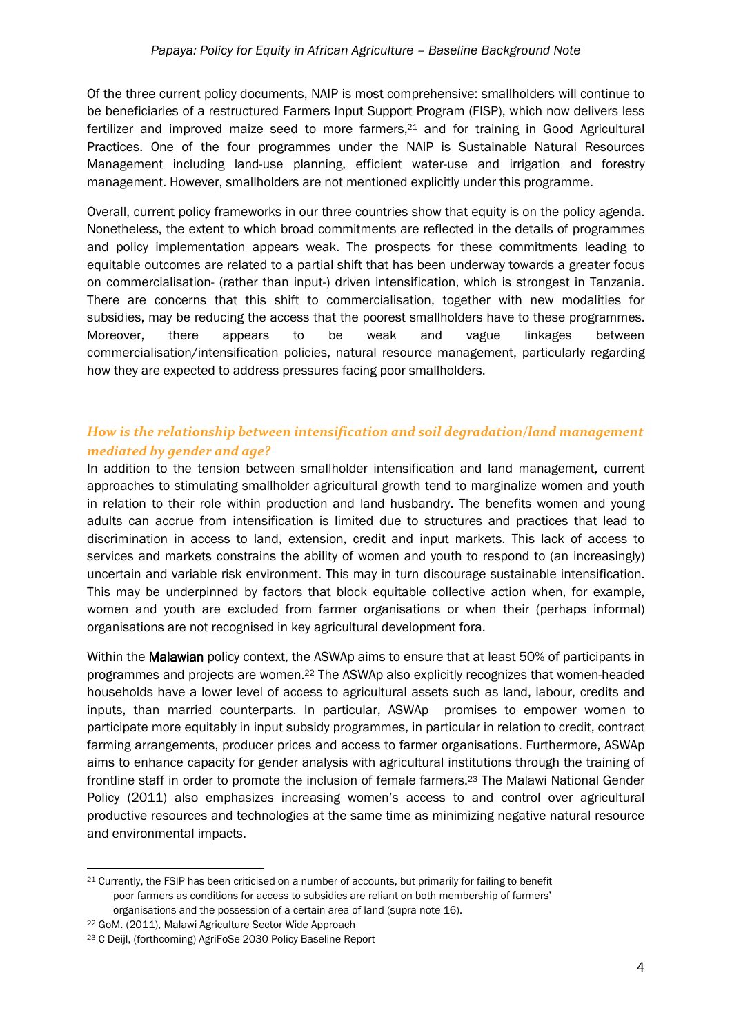Of the three current policy documents, NAIP is most comprehensive: smallholders will continue to be beneficiaries of a restructured Farmers Input Support Program (FISP), which now delivers less fertilizer and improved maize seed to more farmers,[21] and for training in Good Agricultural Practices. One of the four programmes under the NAIP is Sustainable Natural Resources Management including land-use planning, efficient water-use and irrigation and forestry management. However, smallholders are not mentioned explicitly under this programme.

Overall, current policy frameworks in our three countries show that equity is on the policy agenda. Nonetheless, the extent to which broad commitments are reflected in the details of programmes and policy implementation appears weak. The prospects for these commitments leading to equitable outcomes are related to a partial shift that has been underway towards a greater focus on commercialisation- (rather than input-) driven intensification, which is strongest in Tanzania. There are concerns that this shift to commercialisation, together with new modalities for subsidies, may be reducing the access that the poorest smallholders have to these programmes. Moreover, there appears to be weak and vague linkages between commercialisation/intensification policies, natural resource management, particularly regarding how they are expected to address pressures facing poor smallholders.

### *How is the relationship between intensification and soil degradation/land management mediated by gender and age?*

In addition to the tension between smallholder intensification and land management, current approaches to stimulating smallholder agricultural growth tend to marginalize women and youth in relation to their role within production and land husbandry. The benefits women and young adults can accrue from intensification is limited due to structures and practices that lead to discrimination in access to land, extension, credit and input markets. This lack of access to services and markets constrains the ability of women and youth to respond to (an increasingly) uncertain and variable risk environment. This may in turn discourage sustainable intensification. This may be underpinned by factors that block equitable collective action when, for example, women and youth are excluded from farmer organisations or when their (perhaps informal) organisations are not recognised in key agricultural development fora.

Within the **Malawian** policy context, the ASWAp aims to ensure that at least 50% of participants in programmes and projects are women.[22] The ASWAp also explicitly recognizes that women-headed households have a lower level of access to agricultural assets such as land, labour, credits and inputs, than married counterparts. In particular, ASWAp promises to empower women to participate more equitably in input subsidy programmes, in particular in relation to credit, contract farming arrangements, producer prices and access to farmer organisations. Furthermore, ASWAp aims to enhance capacity for gender analysis with agricultural institutions through the training of frontline staff in order to promote the inclusion of female farmers.[23] The Malawi National Gender Policy (2011) also emphasizes increasing women's access to and control over agricultural productive resources and technologies at the same time as minimizing negative natural resource and environmental impacts.

---

[21] Currently, the FSIP has been criticised on a number of accounts, but primarily for failing to benefit poor farmers as conditions for access to subsidies are reliant on both membership of farmers' organisations and the possession of a certain area of land (supra note 16).

[22] GoM. (2011), Malawi Agriculture Sector Wide Approach

[23] C Deijl, (forthcoming) AgriFoSe 2030 Policy Baseline Report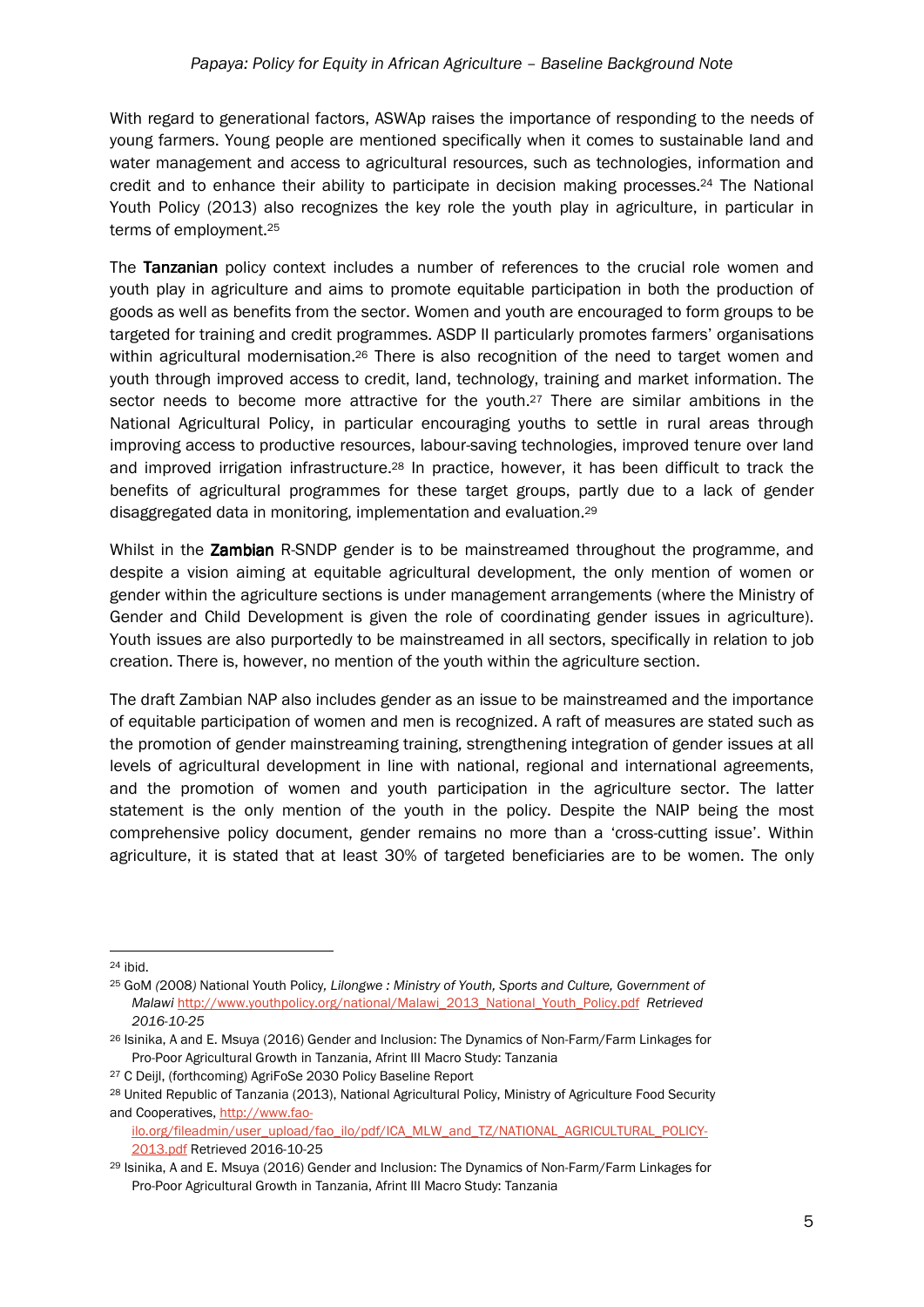With regard to generational factors, ASWAp raises the importance of responding to the needs of young farmers. Young people are mentioned specifically when it comes to sustainable land and water management and access to agricultural resources, such as technologies, information and credit and to enhance their ability to participate in decision making processes.[24] The National Youth Policy (2013) also recognizes the key role the youth play in agriculture, in particular in terms of employment.[25]

The **Tanzanian** policy context includes a number of references to the crucial role women and youth play in agriculture and aims to promote equitable participation in both the production of goods as well as benefits from the sector. Women and youth are encouraged to form groups to be targeted for training and credit programmes. ASDP II particularly promotes farmers' organisations within agricultural modernisation.[26] There is also recognition of the need to target women and youth through improved access to credit, land, technology, training and market information. The sector needs to become more attractive for the youth.[27] There are similar ambitions in the National Agricultural Policy, in particular encouraging youths to settle in rural areas through improving access to productive resources, labour-saving technologies, improved tenure over land and improved irrigation infrastructure.[28] In practice, however, it has been difficult to track the benefits of agricultural programmes for these target groups, partly due to a lack of gender disaggregated data in monitoring, implementation and evaluation.[29]

Whilst in the **Zambian** R-SNDP gender is to be mainstreamed throughout the programme, and despite a vision aiming at equitable agricultural development, the only mention of women or gender within the agriculture sections is under management arrangements (where the Ministry of Gender and Child Development is given the role of coordinating gender issues in agriculture). Youth issues are also purportedly to be mainstreamed in all sectors, specifically in relation to job creation. There is, however, no mention of the youth within the agriculture section.

The draft Zambian NAP also includes gender as an issue to be mainstreamed and the importance of equitable participation of women and men is recognized. A raft of measures are stated such as the promotion of gender mainstreaming training, strengthening integration of gender issues at all levels of agricultural development in line with national, regional and international agreements, and the promotion of women and youth participation in the agriculture sector. The latter statement is the only mention of the youth in the policy. Despite the NAIP being the most comprehensive policy document, gender remains no more than a 'cross-cutting issue'. Within agriculture, it is stated that at least 30% of targeted beneficiaries are to be women. The only

---

[24] ibid.

[25] GoM (2008) National Youth Policy, *Lilongwe : Ministry of Youth, Sports and Culture, Government of Malawi* http://www.youthpolicy.org/national/Malawi_2013_National_Youth_Policy.pdf *Retrieved 2016-10-25*

[26] Isinika, A and E. Msuya (2016) Gender and Inclusion: The Dynamics of Non-Farm/Farm Linkages for Pro-Poor Agricultural Growth in Tanzania, Afrint III Macro Study: Tanzania

[27] C Deijl, (forthcoming) AgriFoSe 2030 Policy Baseline Report

[28] United Republic of Tanzania (2013), National Agricultural Policy, Ministry of Agriculture Food Security and Cooperatives, http://www.fao-ilo.org/fileadmin/user_upload/fao_ilo/pdf/ICA_MLW_and_TZ/NATIONAL_AGRICULTURAL_POLICY-2013.pdf Retrieved 2016-10-25

[29] Isinika, A and E. Msuya (2016) Gender and Inclusion: The Dynamics of Non-Farm/Farm Linkages for Pro-Poor Agricultural Growth in Tanzania, Afrint III Macro Study: Tanzania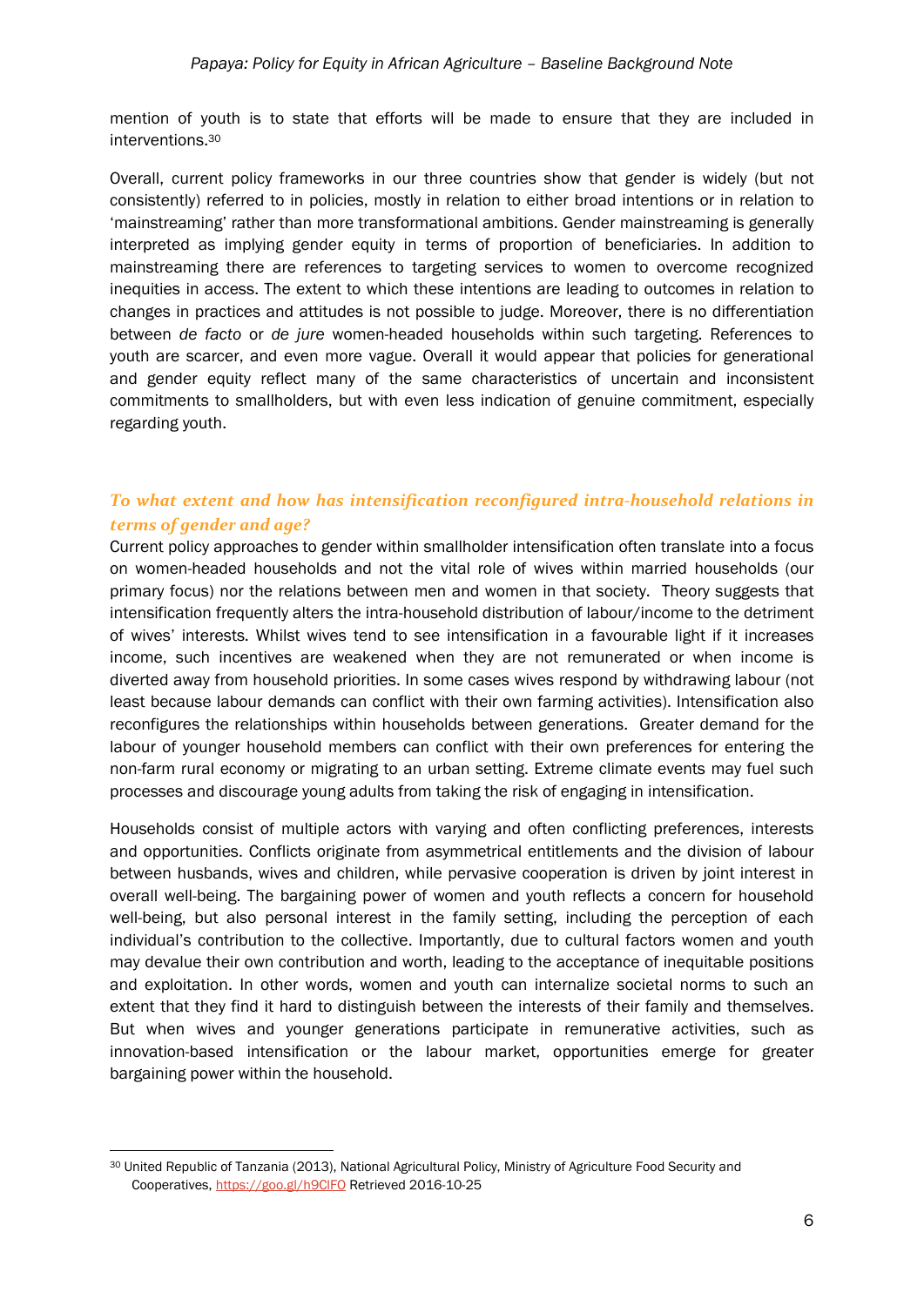mention of youth is to state that efforts will be made to ensure that they are included in interventions.[30]

Overall, current policy frameworks in our three countries show that gender is widely (but not consistently) referred to in policies, mostly in relation to either broad intentions or in relation to 'mainstreaming' rather than more transformational ambitions. Gender mainstreaming is generally interpreted as implying gender equity in terms of proportion of beneficiaries. In addition to mainstreaming there are references to targeting services to women to overcome recognized inequities in access. The extent to which these intentions are leading to outcomes in relation to changes in practices and attitudes is not possible to judge. Moreover, there is no differentiation between *de facto* or *de jure* women-headed households within such targeting. References to youth are scarcer, and even more vague. Overall it would appear that policies for generational and gender equity reflect many of the same characteristics of uncertain and inconsistent commitments to smallholders, but with even less indication of genuine commitment, especially regarding youth.

### *To what extent and how has intensification reconfigured intra-household relations in terms of gender and age?*

Current policy approaches to gender within smallholder intensification often translate into a focus on women-headed households and not the vital role of wives within married households (our primary focus) nor the relations between men and women in that society. Theory suggests that intensification frequently alters the intra-household distribution of labour/income to the detriment of wives' interests. Whilst wives tend to see intensification in a favourable light if it increases income, such incentives are weakened when they are not remunerated or when income is diverted away from household priorities. In some cases wives respond by withdrawing labour (not least because labour demands can conflict with their own farming activities). Intensification also reconfigures the relationships within households between generations. Greater demand for the labour of younger household members can conflict with their own preferences for entering the non-farm rural economy or migrating to an urban setting. Extreme climate events may fuel such processes and discourage young adults from taking the risk of engaging in intensification.

Households consist of multiple actors with varying and often conflicting preferences, interests and opportunities. Conflicts originate from asymmetrical entitlements and the division of labour between husbands, wives and children, while pervasive cooperation is driven by joint interest in overall well-being. The bargaining power of women and youth reflects a concern for household well-being, but also personal interest in the family setting, including the perception of each individual's contribution to the collective. Importantly, due to cultural factors women and youth may devalue their own contribution and worth, leading to the acceptance of inequitable positions and exploitation. In other words, women and youth can internalize societal norms to such an extent that they find it hard to distinguish between the interests of their family and themselves. But when wives and younger generations participate in remunerative activities, such as innovation-based intensification or the labour market, opportunities emerge for greater bargaining power within the household.

---

[30] United Republic of Tanzania (2013), National Agricultural Policy, Ministry of Agriculture Food Security and Cooperatives, https://goo.gl/h9ClFO Retrieved 2016-10-25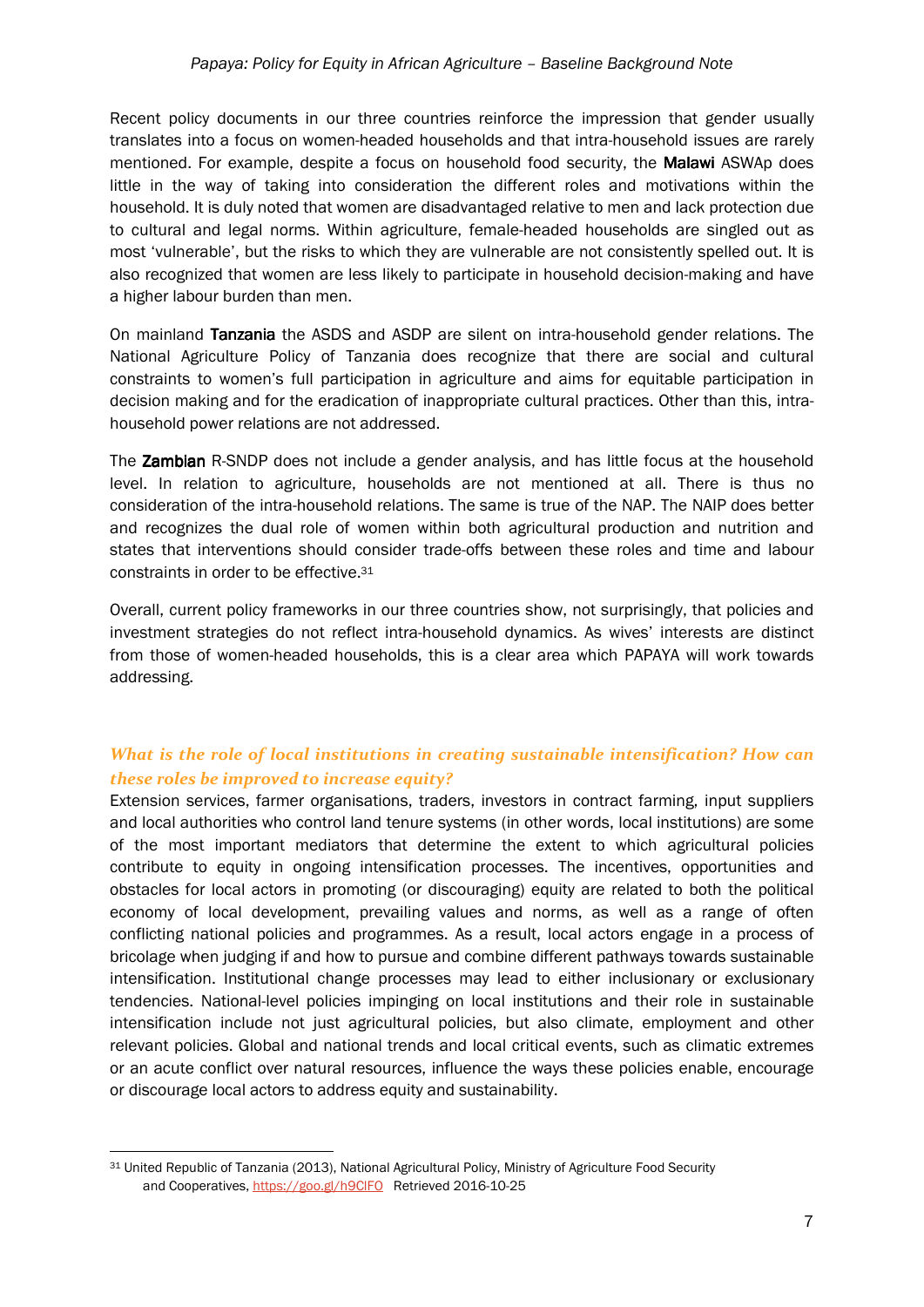Recent policy documents in our three countries reinforce the impression that gender usually translates into a focus on women-headed households and that intra-household issues are rarely mentioned. For example, despite a focus on household food security, the **Malawi** ASWAp does little in the way of taking into consideration the different roles and motivations within the household. It is duly noted that women are disadvantaged relative to men and lack protection due to cultural and legal norms. Within agriculture, female-headed households are singled out as most 'vulnerable', but the risks to which they are vulnerable are not consistently spelled out. It is also recognized that women are less likely to participate in household decision-making and have a higher labour burden than men.

On mainland **Tanzania** the ASDS and ASDP are silent on intra-household gender relations. The National Agriculture Policy of Tanzania does recognize that there are social and cultural constraints to women's full participation in agriculture and aims for equitable participation in decision making and for the eradication of inappropriate cultural practices. Other than this, intra-household power relations are not addressed.

The **Zambian** R-SNDP does not include a gender analysis, and has little focus at the household level. In relation to agriculture, households are not mentioned at all. There is thus no consideration of the intra-household relations. The same is true of the NAP. The NAIP does better and recognizes the dual role of women within both agricultural production and nutrition and states that interventions should consider trade-offs between these roles and time and labour constraints in order to be effective.[31]

Overall, current policy frameworks in our three countries show, not surprisingly, that policies and investment strategies do not reflect intra-household dynamics. As wives' interests are distinct from those of women-headed households, this is a clear area which PAPAYA will work towards addressing.

### *What is the role of local institutions in creating sustainable intensification? How can these roles be improved to increase equity?*

Extension services, farmer organisations, traders, investors in contract farming, input suppliers and local authorities who control land tenure systems (in other words, local institutions) are some of the most important mediators that determine the extent to which agricultural policies contribute to equity in ongoing intensification processes. The incentives, opportunities and obstacles for local actors in promoting (or discouraging) equity are related to both the political economy of local development, prevailing values and norms, as well as a range of often conflicting national policies and programmes. As a result, local actors engage in a process of bricolage when judging if and how to pursue and combine different pathways towards sustainable intensification. Institutional change processes may lead to either inclusionary or exclusionary tendencies. National-level policies impinging on local institutions and their role in sustainable intensification include not just agricultural policies, but also climate, employment and other relevant policies. Global and national trends and local critical events, such as climatic extremes or an acute conflict over natural resources, influence the ways these policies enable, encourage or discourage local actors to address equity and sustainability.

---

[31] United Republic of Tanzania (2013), National Agricultural Policy, Ministry of Agriculture Food Security and Cooperatives, https://goo.gl/h9ClFO Retrieved 2016-10-25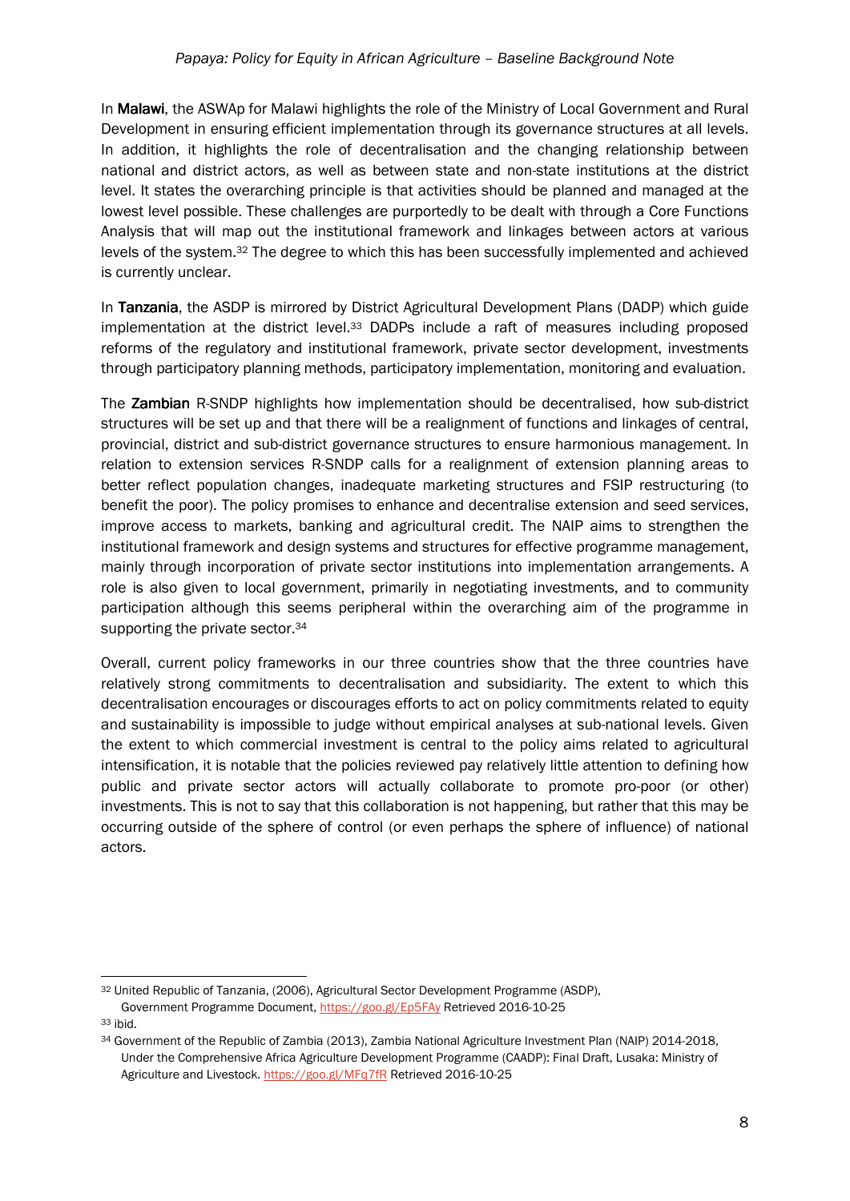In **Malawi**, the ASWAp for Malawi highlights the role of the Ministry of Local Government and Rural Development in ensuring efficient implementation through its governance structures at all levels. In addition, it highlights the role of decentralisation and the changing relationship between national and district actors, as well as between state and non-state institutions at the district level. It states the overarching principle is that activities should be planned and managed at the lowest level possible. These challenges are purportedly to be dealt with through a Core Functions Analysis that will map out the institutional framework and linkages between actors at various levels of the system.[32] The degree to which this has been successfully implemented and achieved is currently unclear.

In **Tanzania**, the ASDP is mirrored by District Agricultural Development Plans (DADP) which guide implementation at the district level.[33] DADPs include a raft of measures including proposed reforms of the regulatory and institutional framework, private sector development, investments through participatory planning methods, participatory implementation, monitoring and evaluation.

The **Zambian** R-SNDP highlights how implementation should be decentralised, how sub-district structures will be set up and that there will be a realignment of functions and linkages of central, provincial, district and sub-district governance structures to ensure harmonious management. In relation to extension services R-SNDP calls for a realignment of extension planning areas to better reflect population changes, inadequate marketing structures and FSIP restructuring (to benefit the poor). The policy promises to enhance and decentralise extension and seed services, improve access to markets, banking and agricultural credit. The NAIP aims to strengthen the institutional framework and design systems and structures for effective programme management, mainly through incorporation of private sector institutions into implementation arrangements. A role is also given to local government, primarily in negotiating investments, and to community participation although this seems peripheral within the overarching aim of the programme in supporting the private sector.[34]

Overall, current policy frameworks in our three countries show that the three countries have relatively strong commitments to decentralisation and subsidiarity. The extent to which this decentralisation encourages or discourages efforts to act on policy commitments related to equity and sustainability is impossible to judge without empirical analyses at sub-national levels. Given the extent to which commercial investment is central to the policy aims related to agricultural intensification, it is notable that the policies reviewed pay relatively little attention to defining how public and private sector actors will actually collaborate to promote pro-poor (or other) investments. This is not to say that this collaboration is not happening, but rather that this may be occurring outside of the sphere of control (or even perhaps the sphere of influence) of national actors.

---

[32] United Republic of Tanzania, (2006), Agricultural Sector Development Programme (ASDP), Government Programme Document, https://goo.gl/Ep5FAy Retrieved 2016-10-25

[33] ibid.

[34] Government of the Republic of Zambia (2013), Zambia National Agriculture Investment Plan (NAIP) 2014-2018, Under the Comprehensive Africa Agriculture Development Programme (CAADP): Final Draft, Lusaka: Ministry of Agriculture and Livestock. https://goo.gl/MFq7fR Retrieved 2016-10-25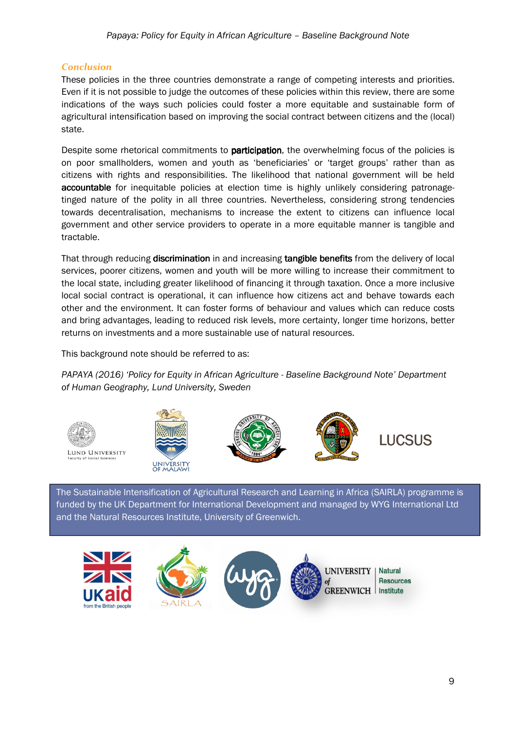## *Conclusion*

These policies in the three countries demonstrate a range of competing interests and priorities. Even if it is not possible to judge the outcomes of these policies within this review, there are some indications of the ways such policies could foster a more equitable and sustainable form of agricultural intensification based on improving the social contract between citizens and the (local) state.

Despite some rhetorical commitments to **participation**, the overwhelming focus of the policies is on poor smallholders, women and youth as 'beneficiaries' or 'target groups' rather than as citizens with rights and responsibilities. The likelihood that national government will be held **accountable** for inequitable policies at election time is highly unlikely considering patronage-tinged nature of the polity in all three countries. Nevertheless, considering strong tendencies towards decentralisation, mechanisms to increase the extent to citizens can influence local government and other service providers to operate in a more equitable manner is tangible and tractable.

That through reducing **discrimination** in and increasing **tangible benefits** from the delivery of local services, poorer citizens, women and youth will be more willing to increase their commitment to the local state, including greater likelihood of financing it through taxation. Once a more inclusive local social contract is operational, it can influence how citizens act and behave towards each other and the environment. It can foster forms of behaviour and values which can reduce costs and bring advantages, leading to reduced risk levels, more certainty, longer time horizons, better returns on investments and a more sustainable use of natural resources.

This background note should be referred to as:

*PAPAYA (2016) 'Policy for Equity in African Agriculture - Baseline Background Note' Department of Human Geography, Lund University, Sweden*

LUND UNIVERSITY Faculty of Social Sciences

UNIVERSITY OF MALAWI

LUCSUS

The Sustainable Intensification of Agricultural Research and Learning in Africa (SAIRLA) programme is funded by the UK Department for International Development and managed by WYG International Ltd and the Natural Resources Institute, University of Greenwich.

UKaid from the British people

SAIRLA

UNIVERSITY of GREENWICH | Natural Resources Institute